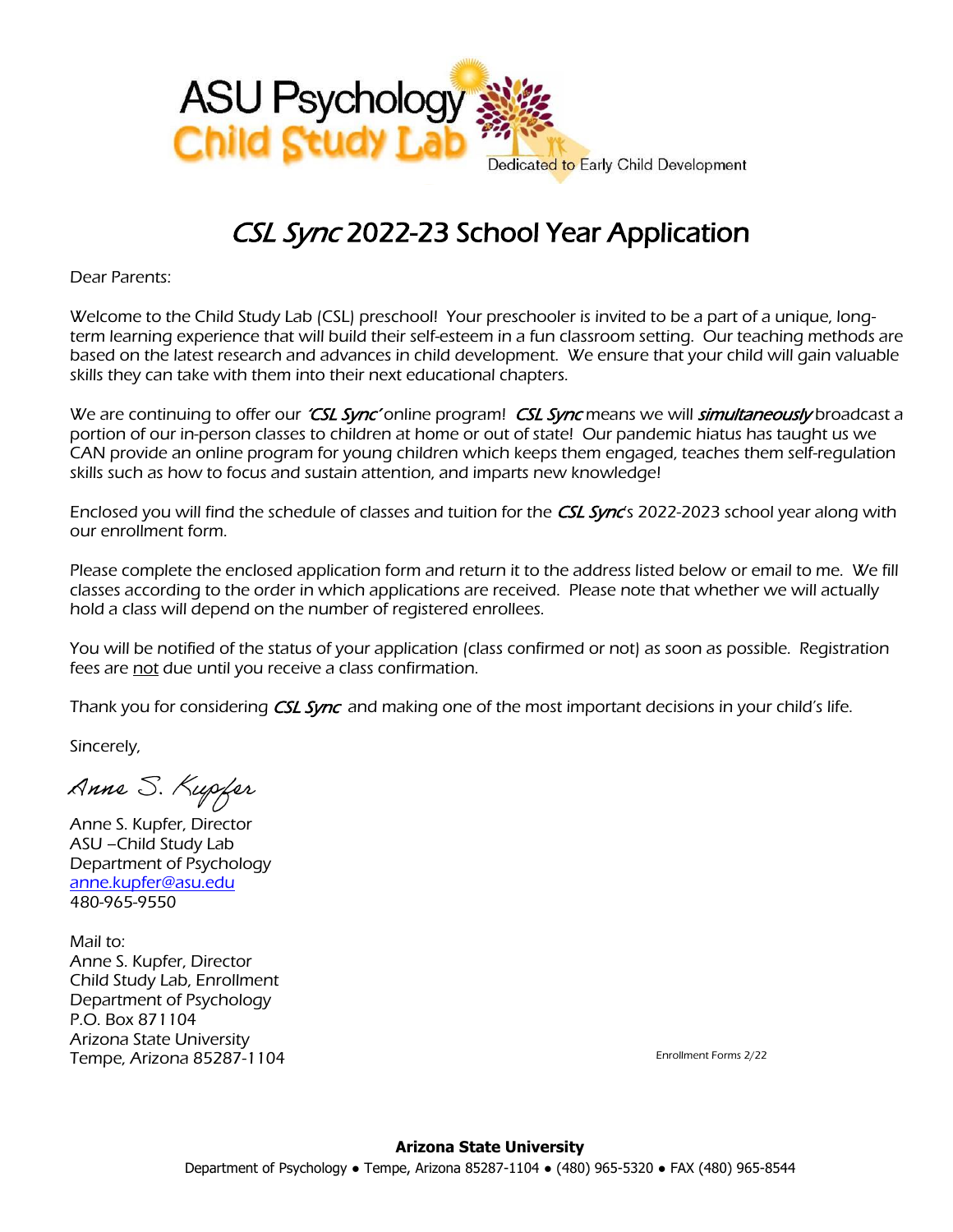ASU Psychology Child Study Lab

Dedicated to Early Child Development

# *CSL Sync* 2022-23 School Year Application

Dear Parents:

Welcome to the Child Study Lab (CSL) preschool! Your preschooler is invited to be a part of a unique, long-term learning experience that will build their self-esteem in a fun classroom setting. Our teaching methods are based on the latest research and advances in child development. We ensure that your child will gain valuable skills they can take with them into their next educational chapters.

We are continuing to offer our *'CSL Sync'* online program! *CSL Sync* means we will ***simultaneously*** broadcast a portion of our in-person classes to children at home or out of state! Our pandemic hiatus has taught us we CAN provide an online program for young children which keeps them engaged, teaches them self-regulation skills such as how to focus and sustain attention, and imparts new knowledge!

Enclosed you will find the schedule of classes and tuition for the *CSL Sync*'s 2022-2023 school year along with our enrollment form.

Please complete the enclosed application form and return it to the address listed below or email to me. We fill classes according to the order in which applications are received. Please note that whether we will actually hold a class will depend on the number of registered enrollees.

You will be notified of the status of your application (class confirmed or not) as soon as possible. Registration fees are not due until you receive a class confirmation.

Thank you for considering *CSL Sync* and making one of the most important decisions in your child's life.

Sincerely,

*Anne S. Kupfer*

Anne S. Kupfer, Director
ASU –Child Study Lab
Department of Psychology
anne.kupfer@asu.edu
480-965-9550

Mail to:
Anne S. Kupfer, Director
Child Study Lab, Enrollment
Department of Psychology
P.O. Box 871104
Arizona State University
Tempe, Arizona 85287-1104

Enrollment Forms 2/22

**Arizona State University**
Department of Psychology ● Tempe, Arizona 85287-1104 ● (480) 965-5320 ● FAX (480) 965-8544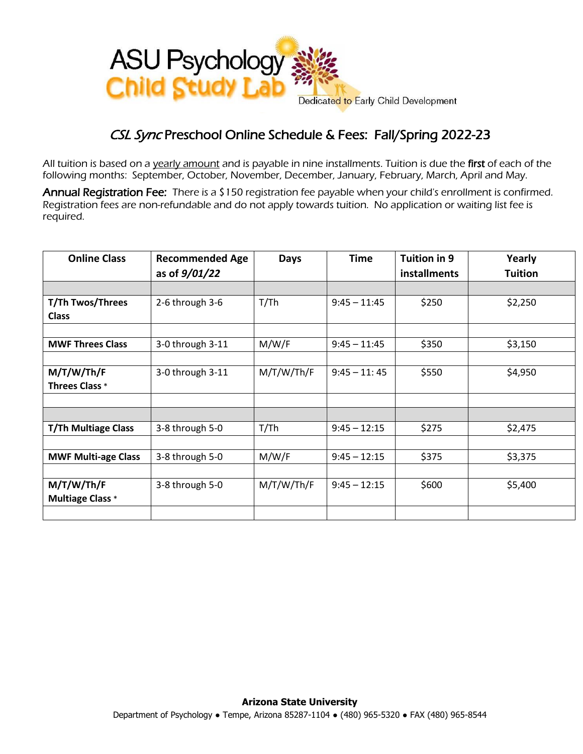ASU Psychology
Child Study Lab
Dedicated to Early Child Development

## *CSL Sync* Preschool Online Schedule & Fees: Fall/Spring 2022-23

All tuition is based on a yearly amount and is payable in nine installments. Tuition is due the **first** of each of the following months: September, October, November, December, January, February, March, April and May.

**Annual Registration Fee:** There is a $150 registration fee payable when your child's enrollment is confirmed. Registration fees are non-refundable and do not apply towards tuition. No application or waiting list fee is required.

| Online Class | Recommended Age as of *9/01/22* | Days | Time | Tuition in 9 installments | Yearly Tuition |
|---|---|---|---|---|---|
| | | | | | |
| **T/Th Twos/Threes Class** | 2-6 through 3-6 | T/Th | 9:45 – 11:45 | $250 | $2,250 |
| | | | | | |
| **MWF Threes Class** | 3-0 through 3-11 | M/W/F | 9:45 – 11:45 | $350 | $3,150 |
| | | | | | |
| **M/T/W/Th/F Threes Class** * | 3-0 through 3-11 | M/T/W/Th/F | 9:45 – 11: 45 | $550 | $4,950 |
| | | | | | |
| | | | | | |
| **T/Th Multiage Class** | 3-8 through 5-0 | T/Th | 9:45 – 12:15 | $275 | $2,475 |
| | | | | | |
| **MWF Multi-age Class** | 3-8 through 5-0 | M/W/F | 9:45 – 12:15 | $375 | $3,375 |
| | | | | | |
| **M/T/W/Th/F Multiage Class** * | 3-8 through 5-0 | M/T/W/Th/F | 9:45 – 12:15 | $600 | $5,400 |
| | | | | | |

**Arizona State University**
Department of Psychology ● Tempe, Arizona 85287-1104 ● (480) 965-5320 ● FAX (480) 965-8544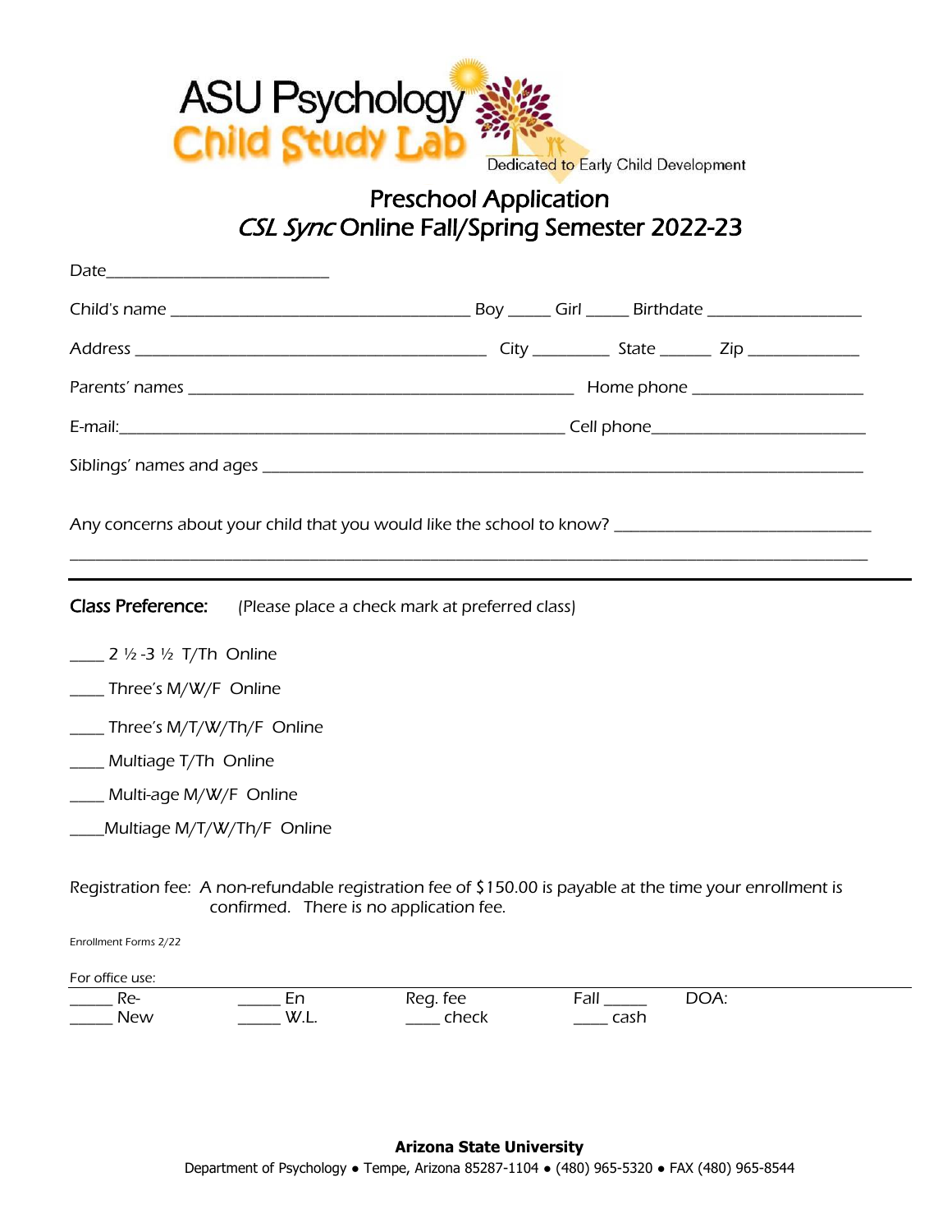ASU Psychology
Child Study Lab
Dedicated to Early Child Development

# Preschool Application
## *CSL Sync* Online Fall/Spring Semester 2022-23

Date___________________________

Child's name ____________________________________ Boy _____ Girl _____ Birthdate __________________

Address ___________________________________________ City _________ State ______ Zip _____________

Parents' names ______________________________________________ Home phone ____________________

E-mail:______________________________________________________ Cell phone_________________________

Siblings' names and ages ___________________________________________________________________________

Any concerns about your child that you would like the school to know? ______________________________

_____________________________________________________________________________________________

**Class Preference:** (Please place a check mark at preferred class)

____ 2 ½ -3 ½ T/Th Online

____ Three's M/W/F Online

____ Three's M/T/W/Th/F Online

____ Multiage T/Th Online

____ Multi-age M/W/F Online

____Multiage M/T/W/Th/F Online

Registration fee: A non-refundable registration fee of $150.00 is payable at the time your enrollment is confirmed. There is no application fee.

Enrollment Forms 2/22

For office use:

| | | | | |
|---|---|---|---|---|
| _____ Re- | _____ En | Reg. fee | Fall _____ | DOA: |
| _____ New | _____ W.L. | ____ check | ____ cash | |

**Arizona State University**
Department of Psychology ● Tempe, Arizona 85287-1104 ● (480) 965-5320 ● FAX (480) 965-8544